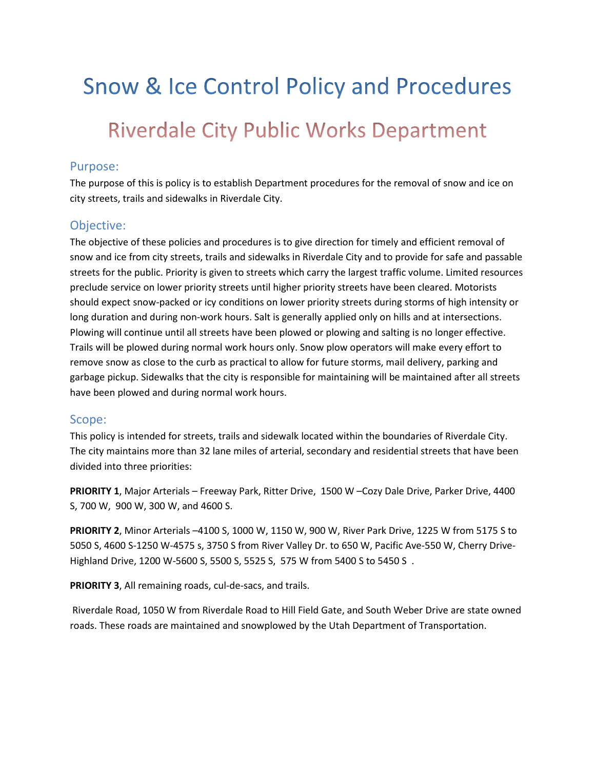# Snow & Ice Control Policy and Procedures

## Riverdale City Public Works Department

### Purpose:

The purpose of this is policy is to establish Department procedures for the removal of snow and ice on city streets, trails and sidewalks in Riverdale City.

### Objective:

The objective of these policies and procedures is to give direction for timely and efficient removal of snow and ice from city streets, trails and sidewalks in Riverdale City and to provide for safe and passable streets for the public. Priority is given to streets which carry the largest traffic volume. Limited resources preclude service on lower priority streets until higher priority streets have been cleared. Motorists should expect snow-packed or icy conditions on lower priority streets during storms of high intensity or long duration and during non-work hours. Salt is generally applied only on hills and at intersections. Plowing will continue until all streets have been plowed or plowing and salting is no longer effective. Trails will be plowed during normal work hours only. Snow plow operators will make every effort to remove snow as close to the curb as practical to allow for future storms, mail delivery, parking and garbage pickup. Sidewalks that the city is responsible for maintaining will be maintained after all streets have been plowed and during normal work hours.

### Scope:

This policy is intended for streets, trails and sidewalk located within the boundaries of Riverdale City. The city maintains more than 32 lane miles of arterial, secondary and residential streets that have been divided into three priorities:

**PRIORITY 1**, Major Arterials – Freeway Park, Ritter Drive, 1500 W –Cozy Dale Drive, Parker Drive, 4400 S, 700 W, 900 W, 300 W, and 4600 S.

**PRIORITY 2**, Minor Arterials –4100 S, 1000 W, 1150 W, 900 W, River Park Drive, 1225 W from 5175 S to 5050 S, 4600 S-1250 W-4575 s, 3750 S from River Valley Dr. to 650 W, Pacific Ave-550 W, Cherry Drive-Highland Drive, 1200 W-5600 S, 5500 S, 5525 S, 575 W from 5400 S to 5450 S .

**PRIORITY 3**, All remaining roads, cul-de-sacs, and trails.

Riverdale Road, 1050 W from Riverdale Road to Hill Field Gate, and South Weber Drive are state owned roads. These roads are maintained and snowplowed by the Utah Department of Transportation.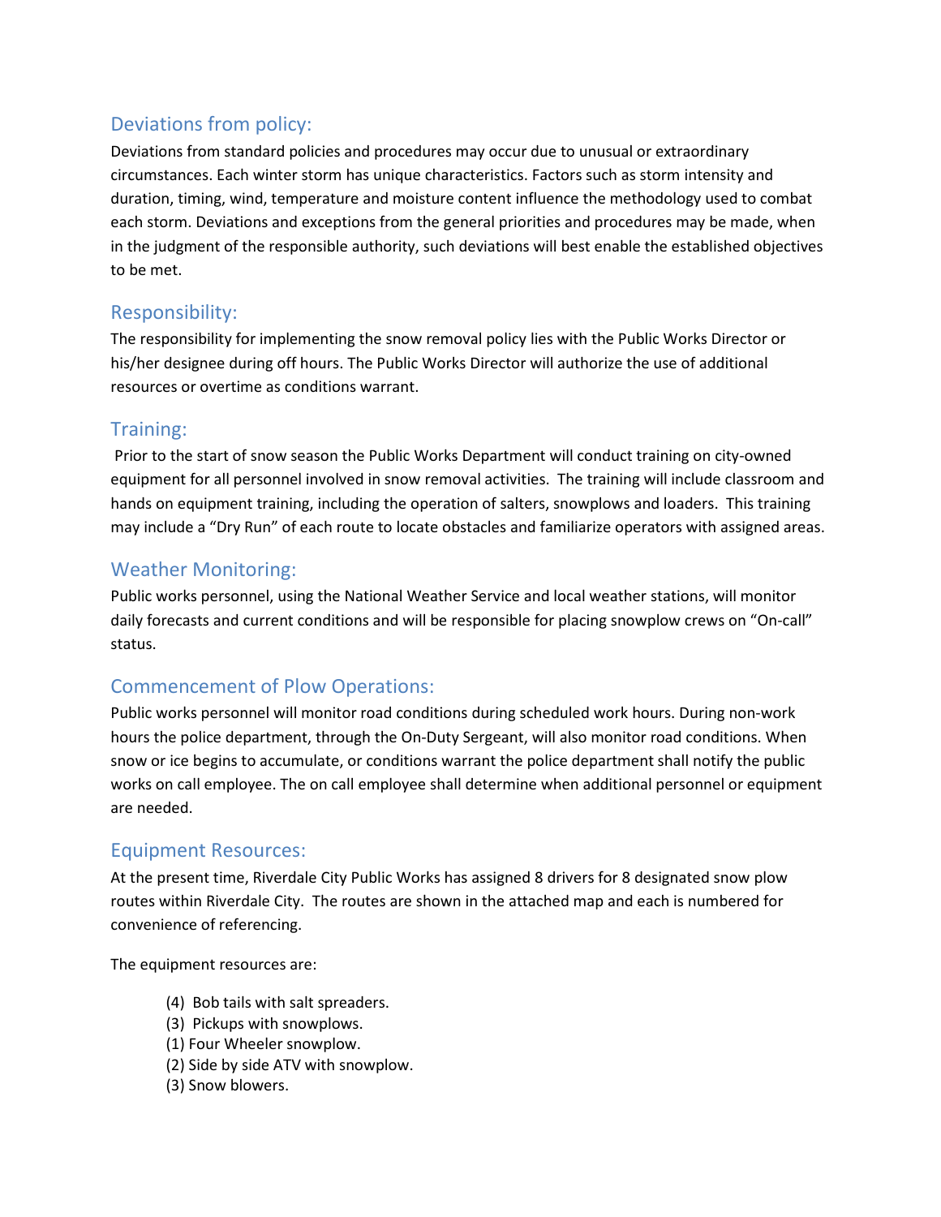## Deviations from policy:

Deviations from standard policies and procedures may occur due to unusual or extraordinary circumstances. Each winter storm has unique characteristics. Factors such as storm intensity and duration, timing, wind, temperature and moisture content influence the methodology used to combat each storm. Deviations and exceptions from the general priorities and procedures may be made, when in the judgment of the responsible authority, such deviations will best enable the established objectives to be met.

## Responsibility:

The responsibility for implementing the snow removal policy lies with the Public Works Director or his/her designee during off hours. The Public Works Director will authorize the use of additional resources or overtime as conditions warrant.

## Training:

Prior to the start of snow season the Public Works Department will conduct training on city-owned equipment for all personnel involved in snow removal activities. The training will include classroom and hands on equipment training, including the operation of salters, snowplows and loaders. This training may include a "Dry Run" of each route to locate obstacles and familiarize operators with assigned areas.

## Weather Monitoring:

Public works personnel, using the National Weather Service and local weather stations, will monitor daily forecasts and current conditions and will be responsible for placing snowplow crews on "On-call" status.

## Commencement of Plow Operations:

Public works personnel will monitor road conditions during scheduled work hours. During non-work hours the police department, through the On-Duty Sergeant, will also monitor road conditions. When snow or ice begins to accumulate, or conditions warrant the police department shall notify the public works on call employee. The on call employee shall determine when additional personnel or equipment are needed.

## Equipment Resources:

At the present time, Riverdale City Public Works has assigned 8 drivers for 8 designated snow plow routes within Riverdale City. The routes are shown in the attached map and each is numbered for convenience of referencing.

The equipment resources are:

- (4) Bob tails with salt spreaders.
- (3) Pickups with snowplows.
- (1) Four Wheeler snowplow.
- (2) Side by side ATV with snowplow.
- (3) Snow blowers.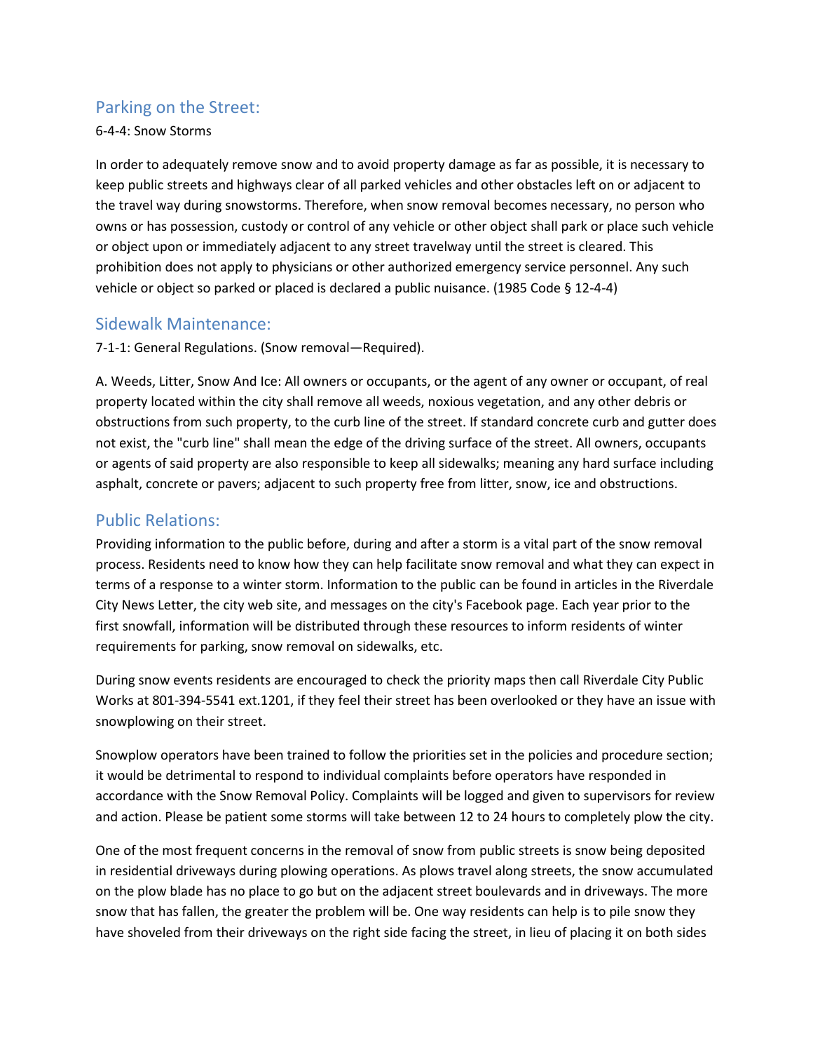## Parking on the Street:

6-4-4: Snow Storms

In order to adequately remove snow and to avoid property damage as far as possible, it is necessary to keep public streets and highways clear of all parked vehicles and other obstacles left on or adjacent to the travel way during snowstorms. Therefore, when snow removal becomes necessary, no person who owns or has possession, custody or control of any vehicle or other object shall park or place such vehicle or object upon or immediately adjacent to any street travelway until the street is cleared. This prohibition does not apply to physicians or other authorized emergency service personnel. Any such vehicle or object so parked or placed is declared a public nuisance. (1985 Code § 12-4-4)

## Sidewalk Maintenance:

7-1-1: General Regulations. (Snow removal—Required).

A. Weeds, Litter, Snow And Ice: All owners or occupants, or the agent of any owner or occupant, of real property located within the city shall remove all weeds, noxious vegetation, and any other debris or obstructions from such property, to the curb line of the street. If standard concrete curb and gutter does not exist, the "curb line" shall mean the edge of the driving surface of the street. All owners, occupants or agents of said property are also responsible to keep all sidewalks; meaning any hard surface including asphalt, concrete or pavers; adjacent to such property free from litter, snow, ice and obstructions.

## Public Relations:

Providing information to the public before, during and after a storm is a vital part of the snow removal process. Residents need to know how they can help facilitate snow removal and what they can expect in terms of a response to a winter storm. Information to the public can be found in articles in the Riverdale City News Letter, the city web site, and messages on the city's Facebook page. Each year prior to the first snowfall, information will be distributed through these resources to inform residents of winter requirements for parking, snow removal on sidewalks, etc.

During snow events residents are encouraged to check the priority maps then call Riverdale City Public Works at 801-394-5541 ext.1201, if they feel their street has been overlooked or they have an issue with snowplowing on their street.

Snowplow operators have been trained to follow the priorities set in the policies and procedure section; it would be detrimental to respond to individual complaints before operators have responded in accordance with the Snow Removal Policy. Complaints will be logged and given to supervisors for review and action. Please be patient some storms will take between 12 to 24 hours to completely plow the city.

One of the most frequent concerns in the removal of snow from public streets is snow being deposited in residential driveways during plowing operations. As plows travel along streets, the snow accumulated on the plow blade has no place to go but on the adjacent street boulevards and in driveways. The more snow that has fallen, the greater the problem will be. One way residents can help is to pile snow they have shoveled from their driveways on the right side facing the street, in lieu of placing it on both sides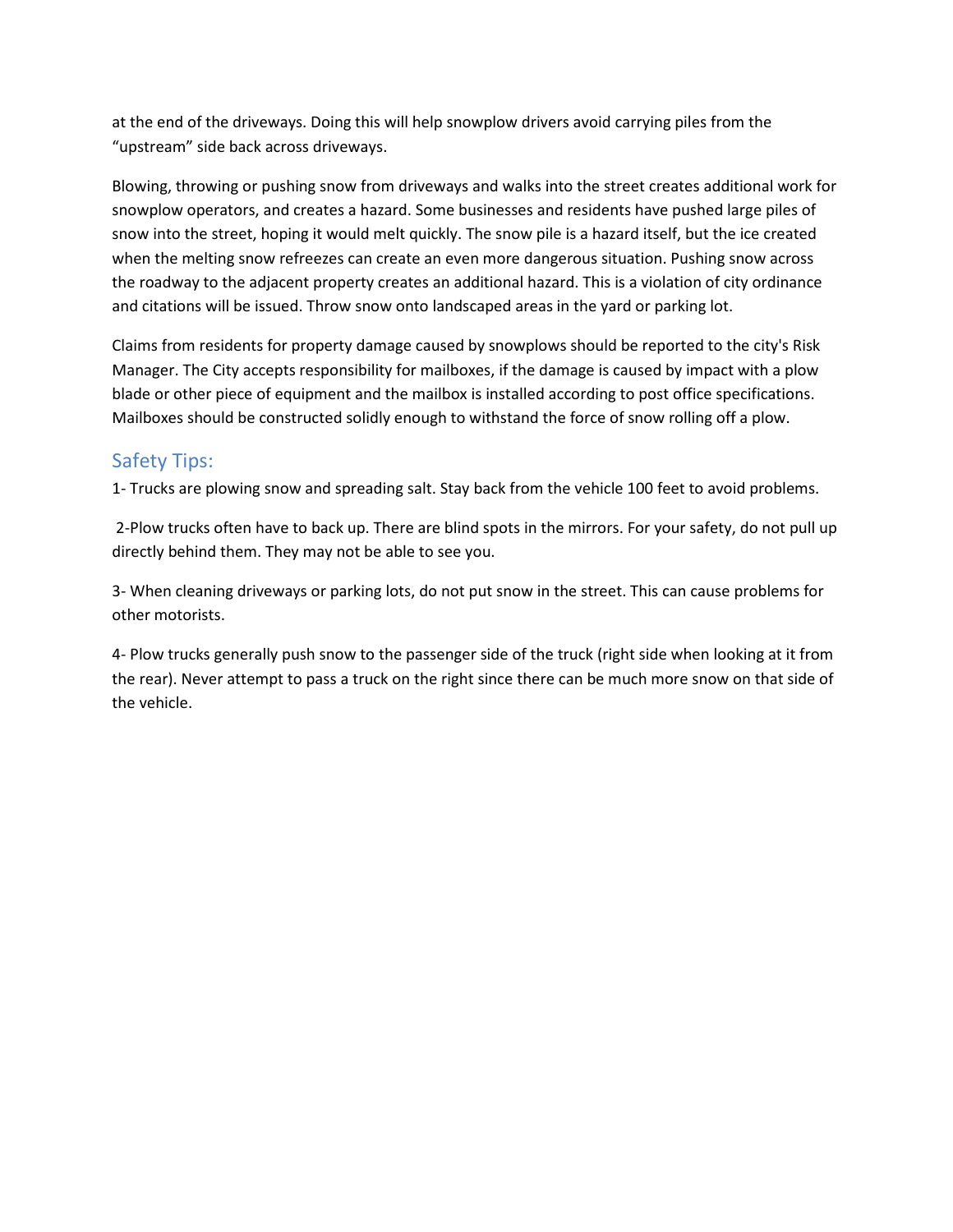at the end of the driveways. Doing this will help snowplow drivers avoid carrying piles from the "upstream" side back across driveways.

Blowing, throwing or pushing snow from driveways and walks into the street creates additional work for snowplow operators, and creates a hazard. Some businesses and residents have pushed large piles of snow into the street, hoping it would melt quickly. The snow pile is a hazard itself, but the ice created when the melting snow refreezes can create an even more dangerous situation. Pushing snow across the roadway to the adjacent property creates an additional hazard. This is a violation of city ordinance and citations will be issued. Throw snow onto landscaped areas in the yard or parking lot.

Claims from residents for property damage caused by snowplows should be reported to the city's Risk Manager. The City accepts responsibility for mailboxes, if the damage is caused by impact with a plow blade or other piece of equipment and the mailbox is installed according to post office specifications. Mailboxes should be constructed solidly enough to withstand the force of snow rolling off a plow.

## Safety Tips:

1- Trucks are plowing snow and spreading salt. Stay back from the vehicle 100 feet to avoid problems.

2-Plow trucks often have to back up. There are blind spots in the mirrors. For your safety, do not pull up directly behind them. They may not be able to see you.

3- When cleaning driveways or parking lots, do not put snow in the street. This can cause problems for other motorists.

4- Plow trucks generally push snow to the passenger side of the truck (right side when looking at it from the rear). Never attempt to pass a truck on the right since there can be much more snow on that side of the vehicle.